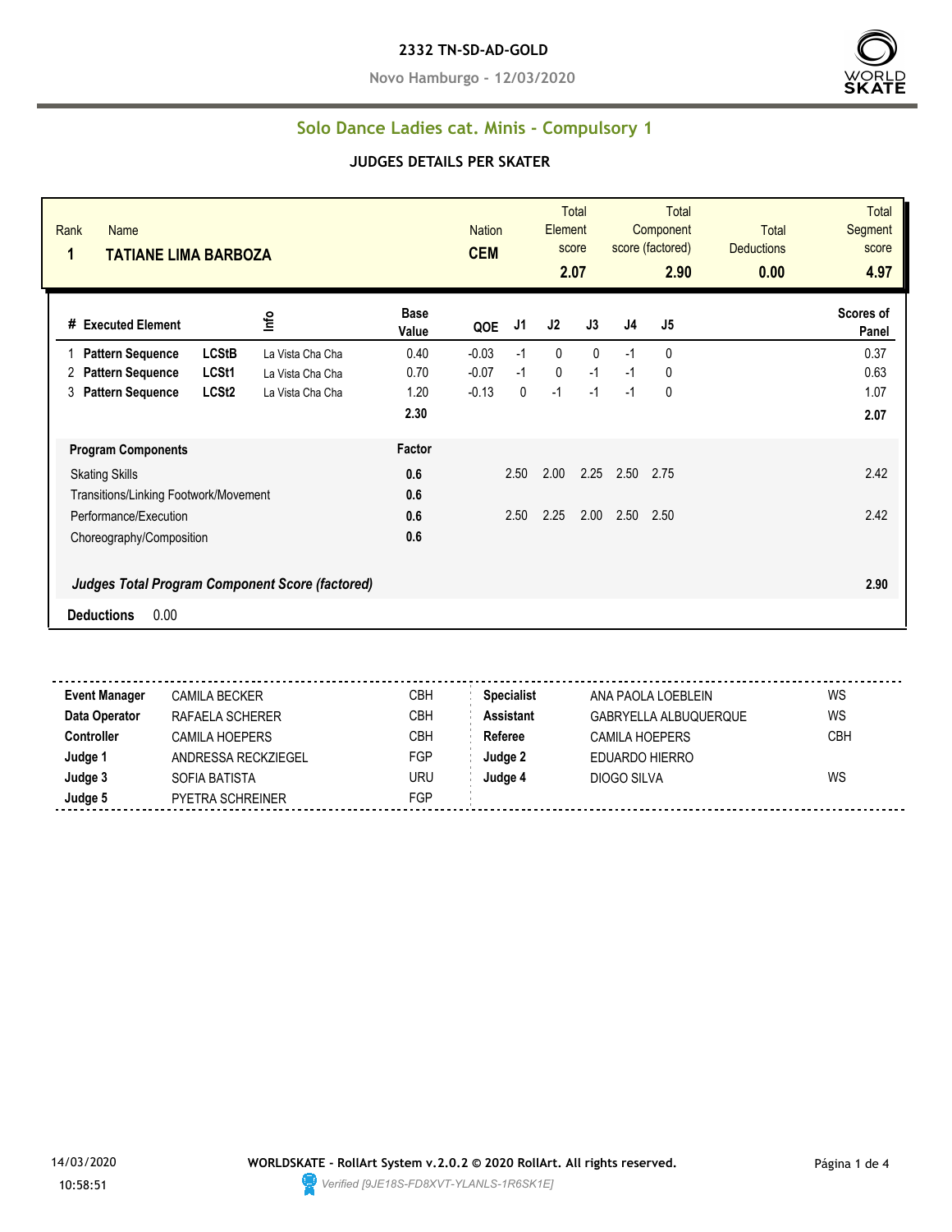**2332 TN-SD-AD-GOLD**

**Novo Hamburgo - 12/03/2020**

## Solo Dance Ladies cat. Minis - Compulsory 1

### JUDGES DETAILS PER SKATER

| Rank | Name | Nation | Total Element score | Total Component score (factored) | Total Deductions | Total Segment score |
|---|---|---|---|---|---|---|
| 1 | TATIANE LIMA BARBOZA | CEM | 2.07 | 2.90 | 0.00 | 4.97 |

| # | Executed Element | | Info | Base Value | QOE | J1 | J2 | J3 | J4 | J5 | Scores of Panel |
|---|---|---|---|---|---|---|---|---|---|---|---|
| 1 | Pattern Sequence | LCStB | La Vista Cha Cha | 0.40 | -0.03 | -1 | 0 | 0 | -1 | 0 | 0.37 |
| 2 | Pattern Sequence | LCSt1 | La Vista Cha Cha | 0.70 | -0.07 | -1 | 0 | -1 | -1 | 0 | 0.63 |
| 3 | Pattern Sequence | LCSt2 | La Vista Cha Cha | 1.20 | -0.13 | 0 | -1 | -1 | -1 | 0 | 1.07 |
| | | | | 2.30 | | | | | | | 2.07 |

| Program Components | Factor | J1 | J2 | J3 | J4 | J5 | Scores of Panel |
|---|---|---|---|---|---|---|---|
| Skating Skills | 0.6 | 2.50 | 2.00 | 2.25 | 2.50 | 2.75 | 2.42 |
| Transitions/Linking Footwork/Movement | 0.6 | | | | | | |
| Performance/Execution | 0.6 | 2.50 | 2.25 | 2.00 | 2.50 | 2.50 | 2.42 |
| Choreography/Composition | 0.6 | | | | | | |
| *Judges Total Program Component Score (factored)* | | | | | | | 2.90 |

**Deductions** 0.00

| | | | | | |
|---|---|---|---|---|---|
| **Event Manager** | CAMILA BECKER | CBH | **Specialist** | ANA PAOLA LOEBLEIN | WS |
| **Data Operator** | RAFAELA SCHERER | CBH | **Assistant** | GABRYELLA ALBUQUERQUE | WS |
| **Controller** | CAMILA HOEPERS | CBH | **Referee** | CAMILA HOEPERS | CBH |
| **Judge 1** | ANDRESSA RECKZIEGEL | FGP | **Judge 2** | EDUARDO HIERRO | |
| **Judge 3** | SOFIA BATISTA | URU | **Judge 4** | DIOGO SILVA | WS |
| **Judge 5** | PYETRA SCHREINER | FGP | | | |

14/03/2020 10:58:51

**WORLDSKATE - RollArt System v.2.0.2 © 2020 RollArt. All rights reserved.**

*Verified [9JE18S-FD8XVT-YLANLS-1R6SK1E]*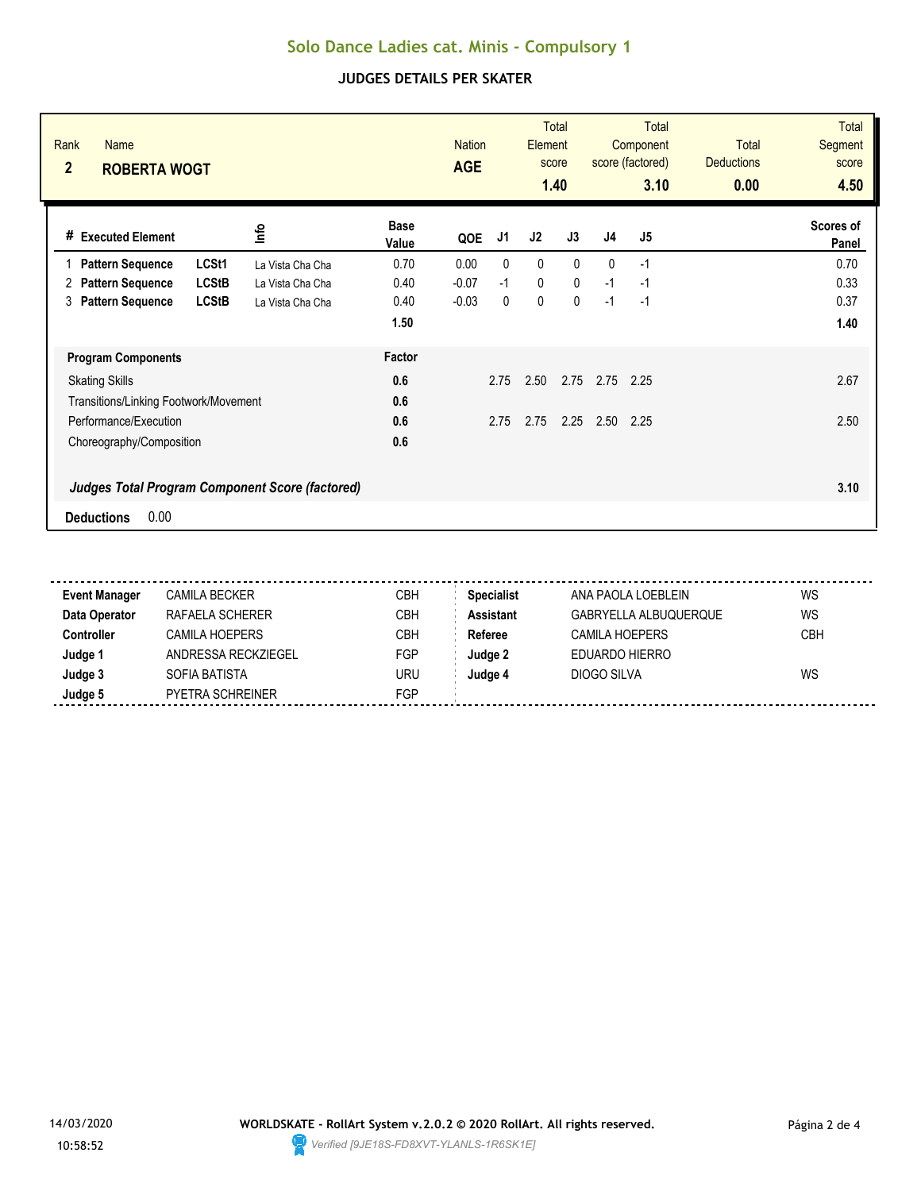# Solo Dance Ladies cat. Minis - Compulsory 1

## JUDGES DETAILS PER SKATER

| Rank | Name | Nation | Total Element score | Total Component score (factored) | Total Deductions | Total Segment score |
|---|---|---|---|---|---|---|
| 2 | ROBERTA WOGT | AGE | 1.40 | 3.10 | 0.00 | 4.50 |

| # | Executed Element | | Info | Base Value | QOE | J1 | J2 | J3 | J4 | J5 | Scores of Panel |
|---|---|---|---|---|---|---|---|---|---|---|---|
| 1 | Pattern Sequence | LCSt1 | La Vista Cha Cha | 0.70 | 0.00 | 0 | 0 | 0 | 0 | -1 | 0.70 |
| 2 | Pattern Sequence | LCStB | La Vista Cha Cha | 0.40 | -0.07 | -1 | 0 | 0 | -1 | -1 | 0.33 |
| 3 | Pattern Sequence | LCStB | La Vista Cha Cha | 0.40 | -0.03 | 0 | 0 | 0 | -1 | -1 | 0.37 |
| | | | | 1.50 | | | | | | | 1.40 |

| Program Components | Factor | J1 | J2 | J3 | J4 | J5 | |
|---|---|---|---|---|---|---|---|
| Skating Skills | 0.6 | 2.75 | 2.50 | 2.75 | 2.75 | 2.25 | 2.67 |
| Transitions/Linking Footwork/Movement | 0.6 | | | | | | |
| Performance/Execution | 0.6 | 2.75 | 2.75 | 2.25 | 2.50 | 2.25 | 2.50 |
| Choreography/Composition | 0.6 | | | | | | |
| ***Judges Total Program Component Score (factored)*** | | | | | | | **3.10** |

**Deductions** 0.00

| | | | | | |
|---|---|---|---|---|---|
| **Event Manager** | CAMILA BECKER | CBH | **Specialist** | ANA PAOLA LOEBLEIN | WS |
| **Data Operator** | RAFAELA SCHERER | CBH | **Assistant** | GABRYELLA ALBUQUERQUE | WS |
| **Controller** | CAMILA HOEPERS | CBH | **Referee** | CAMILA HOEPERS | CBH |
| **Judge 1** | ANDRESSA RECKZIEGEL | FGP | **Judge 2** | EDUARDO HIERRO | |
| **Judge 3** | SOFIA BATISTA | URU | **Judge 4** | DIOGO SILVA | WS |
| **Judge 5** | PYETRA SCHREINER | FGP | | | |

14/03/2020 10:58:52

WORLDSKATE - RollArt System v.2.0.2 © 2020 RollArt. All rights reserved.

Verified [9JE18S-FD8XVT-YLANLS-1R6SK1E]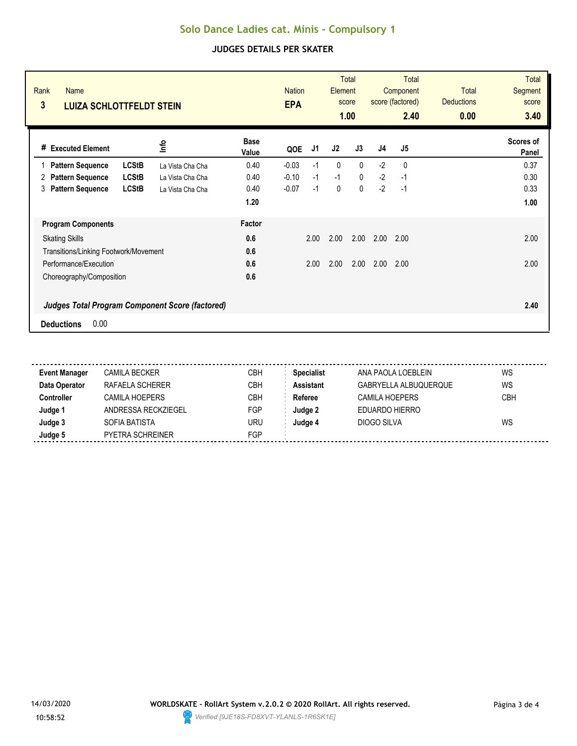# Solo Dance Ladies cat. Minis - Compulsory 1

## JUDGES DETAILS PER SKATER

| Rank | Name | Nation | Total Element score | Total Component score (factored) | Total Deductions | Total Segment score |
|---|---|---|---|---|---|---|
| 3 | **LUIZA SCHLOTTFELDT STEIN** | **EPA** | **1.00** | **2.40** | **0.00** | **3.40** |

| # | Executed Element | | Info | Base Value | QOE | J1 | J2 | J3 | J4 | J5 | Scores of Panel |
|---|---|---|---|---|---|---|---|---|---|---|---|
| 1 | **Pattern Sequence** | **LCStB** | La Vista Cha Cha | 0.40 | -0.03 | -1 | 0 | 0 | -2 | 0 | 0.37 |
| 2 | **Pattern Sequence** | **LCStB** | La Vista Cha Cha | 0.40 | -0.10 | -1 | -1 | 0 | -2 | -1 | 0.30 |
| 3 | **Pattern Sequence** | **LCStB** | La Vista Cha Cha | 0.40 | -0.07 | -1 | 0 | 0 | -2 | -1 | 0.33 |
| | | | | **1.20** | | | | | | | **1.00** |

| Program Components | Factor | J1 | J2 | J3 | J4 | J5 | |
|---|---|---|---|---|---|---|---|
| Skating Skills | **0.6** | 2.00 | 2.00 | 2.00 | 2.00 | 2.00 | 2.00 |
| Transitions/Linking Footwork/Movement | **0.6** | | | | | | |
| Performance/Execution | **0.6** | 2.00 | 2.00 | 2.00 | 2.00 | 2.00 | 2.00 |
| Choreography/Composition | **0.6** | | | | | | |
| ***Judges Total Program Component Score (factored)*** | | | | | | | **2.40** |

**Deductions** 0.00

| | | | | | |
|---|---|---|---|---|---|
| **Event Manager** | CAMILA BECKER | CBH | **Specialist** | ANA PAOLA LOEBLEIN | WS |
| **Data Operator** | RAFAELA SCHERER | CBH | **Assistant** | GABRYELLA ALBUQUERQUE | WS |
| **Controller** | CAMILA HOEPERS | CBH | **Referee** | CAMILA HOEPERS | CBH |
| **Judge 1** | ANDRESSA RECKZIEGEL | FGP | **Judge 2** | EDUARDO HIERRO | |
| **Judge 3** | SOFIA BATISTA | URU | **Judge 4** | DIOGO SILVA | WS |
| **Judge 5** | PYETRA SCHREINER | FGP | | | |

14/03/2020 10:58:52

**WORLDSKATE - RollArt System v.2.0.2 © 2020 RollArt. All rights reserved.**

*Verified [9JE18S-FD8XVT-YLANLS-1R6SK1E]*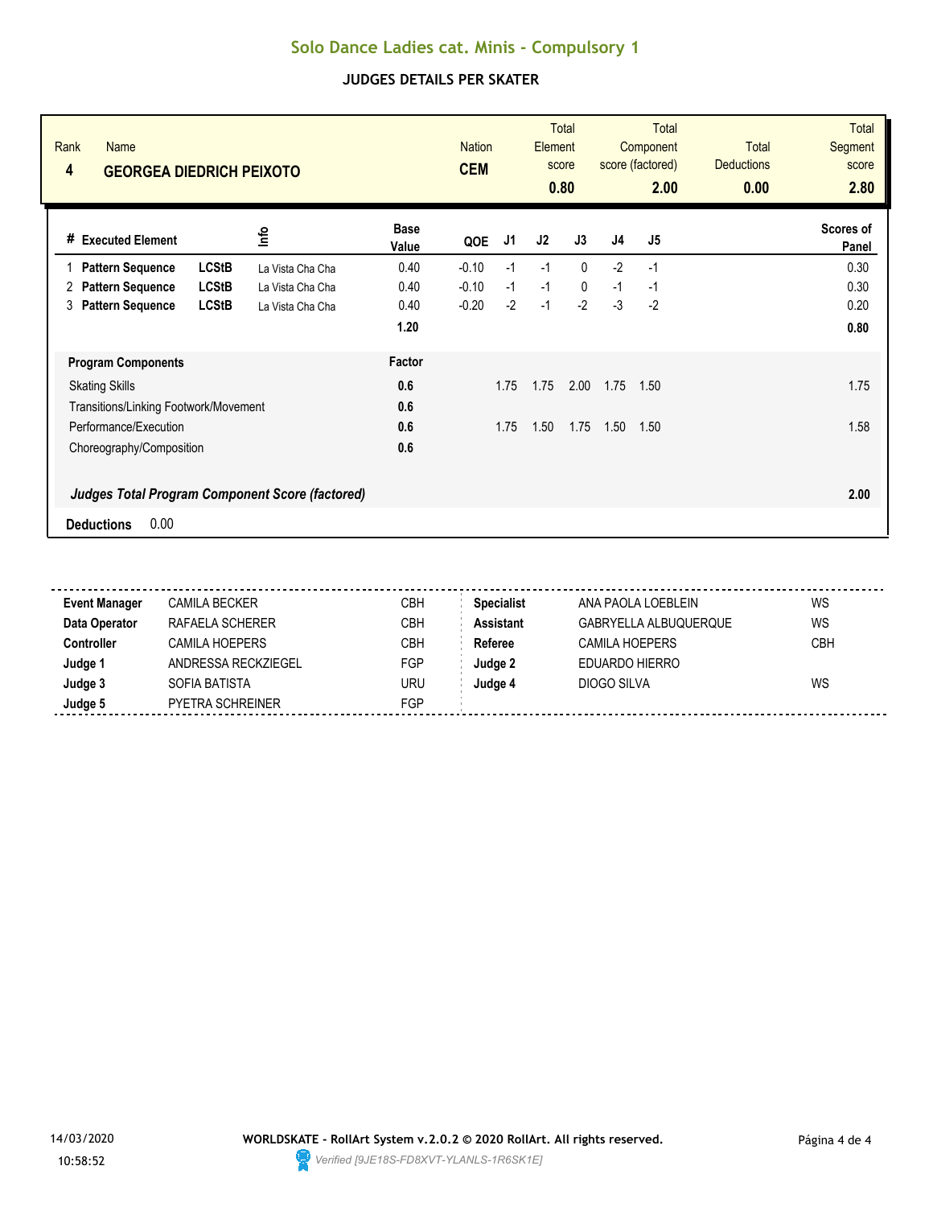# Solo Dance Ladies cat. Minis - Compulsory 1

## JUDGES DETAILS PER SKATER

| Rank | Name | Nation | Total Element score | Total Component score (factored) | Total Deductions | Total Segment score |
|---|---|---|---|---|---|---|
| 4 | GEORGEA DIEDRICH PEIXOTO | CEM | 0.80 | 2.00 | 0.00 | 2.80 |

| # | Executed Element | | Info | Base Value | QOE | J1 | J2 | J3 | J4 | J5 | Scores of Panel |
|---|---|---|---|---|---|---|---|---|---|---|---|
| 1 | Pattern Sequence | LCStB | La Vista Cha Cha | 0.40 | -0.10 | -1 | -1 | 0 | -2 | -1 | 0.30 |
| 2 | Pattern Sequence | LCStB | La Vista Cha Cha | 0.40 | -0.10 | -1 | -1 | 0 | -1 | -1 | 0.30 |
| 3 | Pattern Sequence | LCStB | La Vista Cha Cha | 0.40 | -0.20 | -2 | -1 | -2 | -3 | -2 | 0.20 |
| | | | | 1.20 | | | | | | | 0.80 |

| Program Components | Factor | J1 | J2 | J3 | J4 | J5 | Scores of Panel |
|---|---|---|---|---|---|---|---|
| Skating Skills | 0.6 | 1.75 | 1.75 | 2.00 | 1.75 | 1.50 | 1.75 |
| Transitions/Linking Footwork/Movement | 0.6 | | | | | | |
| Performance/Execution | 0.6 | 1.75 | 1.50 | 1.75 | 1.50 | 1.50 | 1.58 |
| Choreography/Composition | 0.6 | | | | | | |
| ***Judges Total Program Component Score (factored)*** | | | | | | | **2.00** |

**Deductions** 0.00

| | | | | | |
|---|---|---|---|---|---|
| **Event Manager** | CAMILA BECKER | CBH | **Specialist** | ANA PAOLA LOEBLEIN | WS |
| **Data Operator** | RAFAELA SCHERER | CBH | **Assistant** | GABRYELLA ALBUQUERQUE | WS |
| **Controller** | CAMILA HOEPERS | CBH | **Referee** | CAMILA HOEPERS | CBH |
| **Judge 1** | ANDRESSA RECKZIEGEL | FGP | **Judge 2** | EDUARDO HIERRO | |
| **Judge 3** | SOFIA BATISTA | URU | **Judge 4** | DIOGO SILVA | WS |
| **Judge 5** | PYETRA SCHREINER | FGP | | | |

14/03/2020
10:58:52

**WORLDSKATE - RollArt System v.2.0.2 © 2020 RollArt. All rights reserved.**

*Verified [9JE18S-FD8XVT-YLANLS-1R6SK1E]*